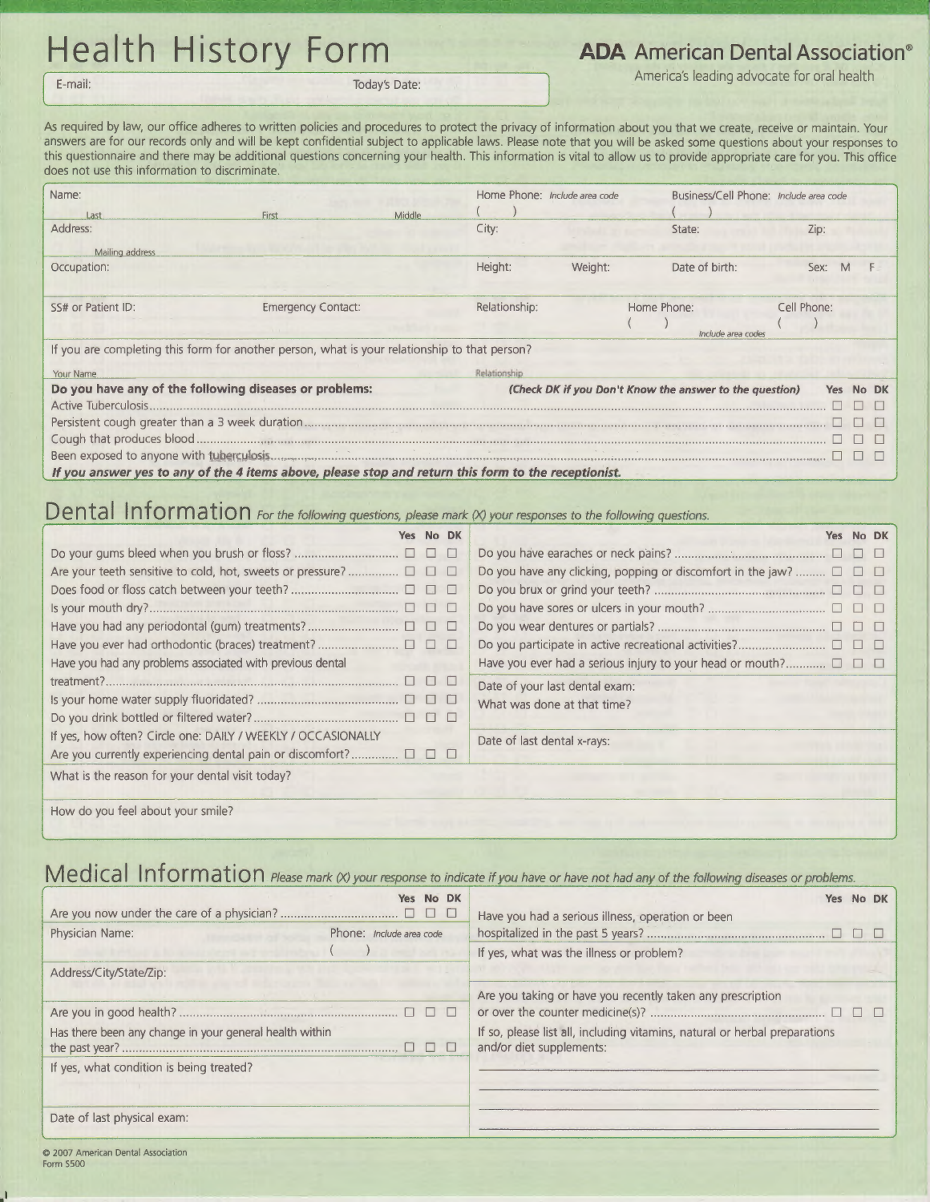# Health History Form

**ADA American Dental Association®**

America's leading advocate for oral health

E-mail: Today's Date:

As required by law, our office adheres to written policies and procedures to protect the privacy of information about you that we create, receive or maintain. Your answers are for our records only and will be kept confidential subject to applicable laws. Please note that you will be asked some questions about your responses to this questionnaire and there may be additional questions concerning your health. This information is vital to allow us to provide appropriate care for you. This office does not use this information to discriminate.

Name: Last / First / Middle

Home Phone: *Include area code* ( )

Business/Cell Phone: *Include area code* ( )

Address: Mailing address

City: State: Zip:

Occupation:

Height: Weight: Date of birth: Sex: M F

SS# or Patient ID: Emergency Contact: Relationship: Home Phone: ( ) Cell Phone: ( ) *Include area codes*

If you are completing this form for another person, what is your relationship to that person?

Your Name / Relationship

| **Do you have any of the following diseases or problems:** *(Check DK if you Don't Know the answer to the question)* | Yes | No | DK |
|---|---|---|---|
| Active Tuberculosis | ☐ | ☐ | ☐ |
| Persistent cough greater than a 3 week duration | ☐ | ☐ | ☐ |
| Cough that produces blood | ☐ | ☐ | ☐ |
| Been exposed to anyone with tuberculosis | ☐ | ☐ | ☐ |

***If you answer yes to any of the 4 items above, please stop and return this form to the receptionist.***

## Dental Information

*For the following questions, please mark (X) your responses to the following questions.*

| | Yes | No | DK |
|---|---|---|---|
| Do your gums bleed when you brush or floss? | ☐ | ☐ | ☐ |
| Are your teeth sensitive to cold, hot, sweets or pressure? | ☐ | ☐ | ☐ |
| Does food or floss catch between your teeth? | ☐ | ☐ | ☐ |
| Is your mouth dry? | ☐ | ☐ | ☐ |
| Have you had any periodontal (gum) treatments? | ☐ | ☐ | ☐ |
| Have you ever had orthodontic (braces) treatment? | ☐ | ☐ | ☐ |
| Have you had any problems associated with previous dental treatment? | ☐ | ☐ | ☐ |
| Is your home water supply fluoridated? | ☐ | ☐ | ☐ |
| Do you drink bottled or filtered water? | ☐ | ☐ | ☐ |
| If yes, how often? Circle one: DAILY / WEEKLY / OCCASIONALLY | | | |
| Are you currently experiencing dental pain or discomfort? | ☐ | ☐ | ☐ |

| | Yes | No | DK |
|---|---|---|---|
| Do you have earaches or neck pains? | ☐ | ☐ | ☐ |
| Do you have any clicking, popping or discomfort in the jaw? | ☐ | ☐ | ☐ |
| Do you brux or grind your teeth? | ☐ | ☐ | ☐ |
| Do you have sores or ulcers in your mouth? | ☐ | ☐ | ☐ |
| Do you wear dentures or partials? | ☐ | ☐ | ☐ |
| Do you participate in active recreational activities? | ☐ | ☐ | ☐ |
| Have you ever had a serious injury to your head or mouth? | ☐ | ☐ | ☐ |

Date of your last dental exam:

What was done at that time?

Date of last dental x-rays:

What is the reason for your dental visit today?

How do you feel about your smile?

## Medical Information

*Please mark (X) your response to indicate if you have or have not had any of the following diseases or problems.*

| | Yes | No | DK |
|---|---|---|---|
| Are you now under the care of a physician? | ☐ | ☐ | ☐ |

Physician Name: Phone: *Include area code* ( )

Address/City/State/Zip:

| | Yes | No | DK |
|---|---|---|---|
| Are you in good health? | ☐ | ☐ | ☐ |
| Has there been any change in your general health within the past year? | ☐ | ☐ | ☐ |

If yes, what condition is being treated?

Date of last physical exam:

| | Yes | No | DK |
|---|---|---|---|
| Have you had a serious illness, operation or been hospitalized in the past 5 years? | ☐ | ☐ | ☐ |

If yes, what was the illness or problem?

| | Yes | No | DK |
|---|---|---|---|
| Are you taking or have you recently taken any prescription or over the counter medicine(s)? | ☐ | ☐ | ☐ |

If so, please list all, including vitamins, natural or herbal preparations and/or diet supplements:

© 2007 American Dental Association
Form S500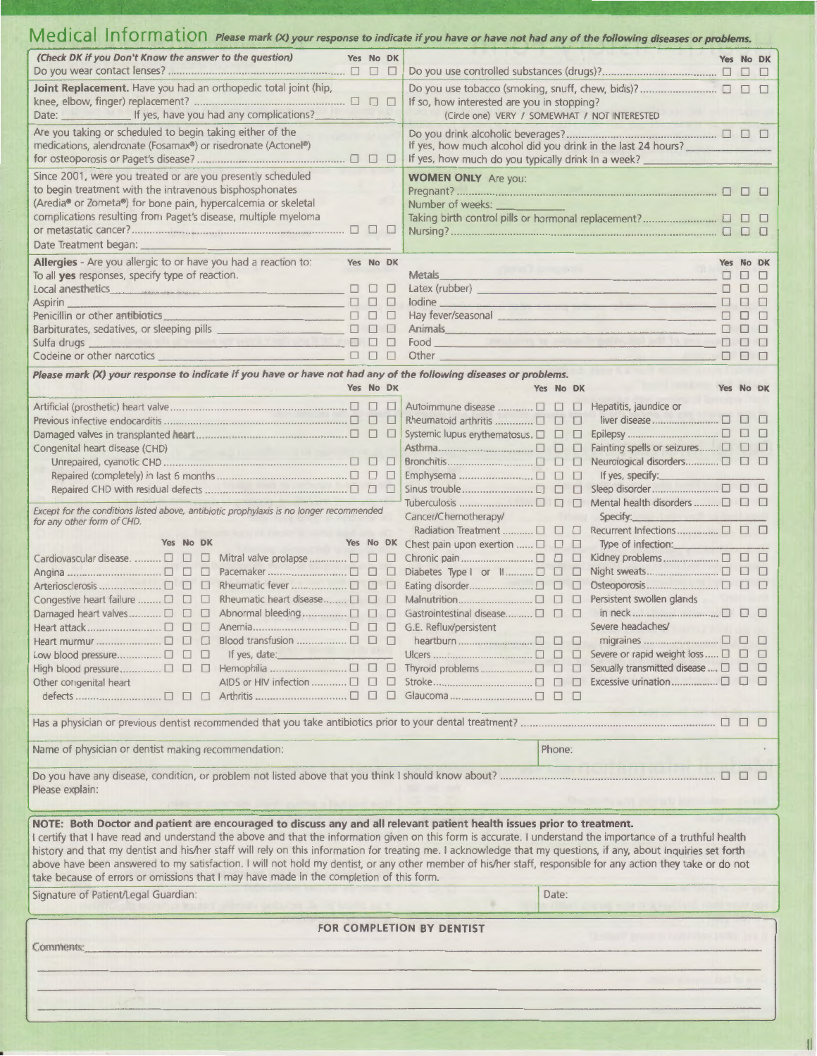## Medical Information *Please mark (X) your response to indicate if you have or have not had any of the following diseases or problems.*

| *(Check DK if you Don't Know the answer to the question)* | Yes | No | DK |
|---|---|---|---|
| Do you wear contact lenses? | ☐ | ☐ | ☐ |
| **Joint Replacement.** Have you had an orthopedic total joint (hip, knee, elbow, finger) replacement? | ☐ | ☐ | ☐ |
| Date: ______ If yes, have you had any complications? ______ | | | |
| Are you taking or scheduled to begin taking either of the medications, alendronate (Fosamax®) or risedronate (Actonel®) for osteoporosis or Paget's disease? | ☐ | ☐ | ☐ |
| Since 2001, were you treated or are you presently scheduled to begin treatment with the intravenous bisphosphonates (Aredia® or Zometa®) for bone pain, hypercalcemia or skeletal complications resulting from Paget's disease, multiple myeloma or metastatic cancer? | ☐ | ☐ | ☐ |
| Date Treatment began: ______ | | | |

| | Yes | No | DK |
|---|---|---|---|
| Do you use controlled substances (drugs)? | ☐ | ☐ | ☐ |
| Do you use tobacco (smoking, snuff, chew, bidis)? | ☐ | ☐ | ☐ |
| If so, how interested are you in stopping? (Circle one) VERY / SOMEWHAT / NOT INTERESTED | | | |
| Do you drink alcoholic beverages? | ☐ | ☐ | ☐ |
| If yes, how much alcohol did you drink in the last 24 hours? ______ | | | |
| If yes, how much do you typically drink in a week? ______ | | | |
| **WOMEN ONLY** Are you: | | | |
| Pregnant? | ☐ | ☐ | ☐ |
| Number of weeks: ______ | | | |
| Taking birth control pills or hormonal replacement? | ☐ | ☐ | ☐ |
| Nursing? | ☐ | ☐ | ☐ |

**Allergies** - Are you allergic to or have you had a reaction to:
To all **yes** responses, specify type of reaction.

| | Yes | No | DK |
|---|---|---|---|
| Local anesthetics ______ | ☐ | ☐ | ☐ |
| Aspirin ______ | ☐ | ☐ | ☐ |
| Penicillin or other antibiotics ______ | ☐ | ☐ | ☐ |
| Barbiturates, sedatives, or sleeping pills ______ | ☐ | ☐ | ☐ |
| Sulfa drugs ______ | ☐ | ☐ | ☐ |
| Codeine or other narcotics ______ | ☐ | ☐ | ☐ |
| Metals ______ | ☐ | ☐ | ☐ |
| Latex (rubber) ______ | ☐ | ☐ | ☐ |
| Iodine ______ | ☐ | ☐ | ☐ |
| Hay fever/seasonal ______ | ☐ | ☐ | ☐ |
| Animals ______ | ☐ | ☐ | ☐ |
| Food ______ | ☐ | ☐ | ☐ |
| Other ______ | ☐ | ☐ | ☐ |

***Please mark (X) your response to indicate if you have or have not had any of the following diseases or problems.***

| | Yes | No | DK |
|---|---|---|---|
| Artificial (prosthetic) heart valve | ☐ | ☐ | ☐ |
| Previous infective endocarditis | ☐ | ☐ | ☐ |
| Damaged valves in transplanted heart | ☐ | ☐ | ☐ |
| Congenital heart disease (CHD) | | | |
| Unrepaired, cyanotic CHD | ☐ | ☐ | ☐ |
| Repaired (completely) in last 6 months | ☐ | ☐ | ☐ |
| Repaired CHD with residual defects | ☐ | ☐ | ☐ |

*Except for the conditions listed above, antibiotic prophylaxis is no longer recommended for any other form of CHD.*

| | Yes | No | DK |
|---|---|---|---|
| Cardiovascular disease | ☐ | ☐ | ☐ |
| Angina | ☐ | ☐ | ☐ |
| Arteriosclerosis | ☐ | ☐ | ☐ |
| Congestive heart failure | ☐ | ☐ | ☐ |
| Damaged heart valves | ☐ | ☐ | ☐ |
| Heart attack | ☐ | ☐ | ☐ |
| Heart murmur | ☐ | ☐ | ☐ |
| Low blood pressure | ☐ | ☐ | ☐ |
| High blood pressure | ☐ | ☐ | ☐ |
| Other congenital heart defects | ☐ | ☐ | ☐ |
| Mitral valve prolapse | ☐ | ☐ | ☐ |
| Pacemaker | ☐ | ☐ | ☐ |
| Rheumatic fever | ☐ | ☐ | ☐ |
| Rheumatic heart disease | ☐ | ☐ | ☐ |
| Abnormal bleeding | ☐ | ☐ | ☐ |
| Anemia | ☐ | ☐ | ☐ |
| Blood transfusion | ☐ | ☐ | ☐ |
| If yes, date: ______ | | | |
| Hemophilia | ☐ | ☐ | ☐ |
| AIDS or HIV infection | ☐ | ☐ | ☐ |
| Arthritis | ☐ | ☐ | ☐ |
| Autoimmune disease | ☐ | ☐ | ☐ |
| Rheumatoid arthritis | ☐ | ☐ | ☐ |
| Systemic lupus erythematosus | ☐ | ☐ | ☐ |
| Asthma | ☐ | ☐ | ☐ |
| Bronchitis | ☐ | ☐ | ☐ |
| Emphysema | ☐ | ☐ | ☐ |
| Sinus trouble | ☐ | ☐ | ☐ |
| Tuberculosis | ☐ | ☐ | ☐ |
| Cancer/Chemotherapy/Radiation Treatment | ☐ | ☐ | ☐ |
| Chest pain upon exertion | ☐ | ☐ | ☐ |
| Chronic pain | ☐ | ☐ | ☐ |
| Diabetes Type I or II | ☐ | ☐ | ☐ |
| Eating disorder | ☐ | ☐ | ☐ |
| Malnutrition | ☐ | ☐ | ☐ |
| Gastrointestinal disease | ☐ | ☐ | ☐ |
| G.E. Reflux/persistent heartburn | ☐ | ☐ | ☐ |
| Ulcers | ☐ | ☐ | ☐ |
| Thyroid problems | ☐ | ☐ | ☐ |
| Stroke | ☐ | ☐ | ☐ |
| Glaucoma | ☐ | ☐ | ☐ |
| Hepatitis, jaundice or liver disease | ☐ | ☐ | ☐ |
| Epilepsy | ☐ | ☐ | ☐ |
| Fainting spells or seizures | ☐ | ☐ | ☐ |
| Neurological disorders | ☐ | ☐ | ☐ |
| If yes, specify: ______ | | | |
| Sleep disorder | ☐ | ☐ | ☐ |
| Mental health disorders | ☐ | ☐ | ☐ |
| Specify: ______ | | | |
| Recurrent Infections | ☐ | ☐ | ☐ |
| Type of infection: ______ | | | |
| Kidney problems | ☐ | ☐ | ☐ |
| Night sweats | ☐ | ☐ | ☐ |
| Osteoporosis | ☐ | ☐ | ☐ |
| Persistent swollen glands in neck | ☐ | ☐ | ☐ |
| Severe headaches/migraines | ☐ | ☐ | ☐ |
| Severe or rapid weight loss | ☐ | ☐ | ☐ |
| Sexually transmitted disease | ☐ | ☐ | ☐ |
| Excessive urination | ☐ | ☐ | ☐ |

| | Yes | No | DK |
|---|---|---|---|
| Has a physician or previous dentist recommended that you take antibiotics prior to your dental treatment? | ☐ | ☐ | ☐ |

Name of physician or dentist making recommendation: ______ Phone: ______

| | Yes | No | DK |
|---|---|---|---|
| Do you have any disease, condition, or problem not listed above that you think I should know about? | ☐ | ☐ | ☐ |

Please explain:

**NOTE: Both Doctor and patient are encouraged to discuss any and all relevant patient health issues prior to treatment.**

I certify that I have read and understand the above and that the information given on this form is accurate. I understand the importance of a truthful health history and that my dentist and his/her staff will rely on this information for treating me. I acknowledge that my questions, if any, about inquiries set forth above have been answered to my satisfaction. I will not hold my dentist, or any other member of his/her staff, responsible for any action they take or do not take because of errors or omissions that I may have made in the completion of this form.

Signature of Patient/Legal Guardian: ______ Date: ______

### FOR COMPLETION BY DENTIST

Comments: ______